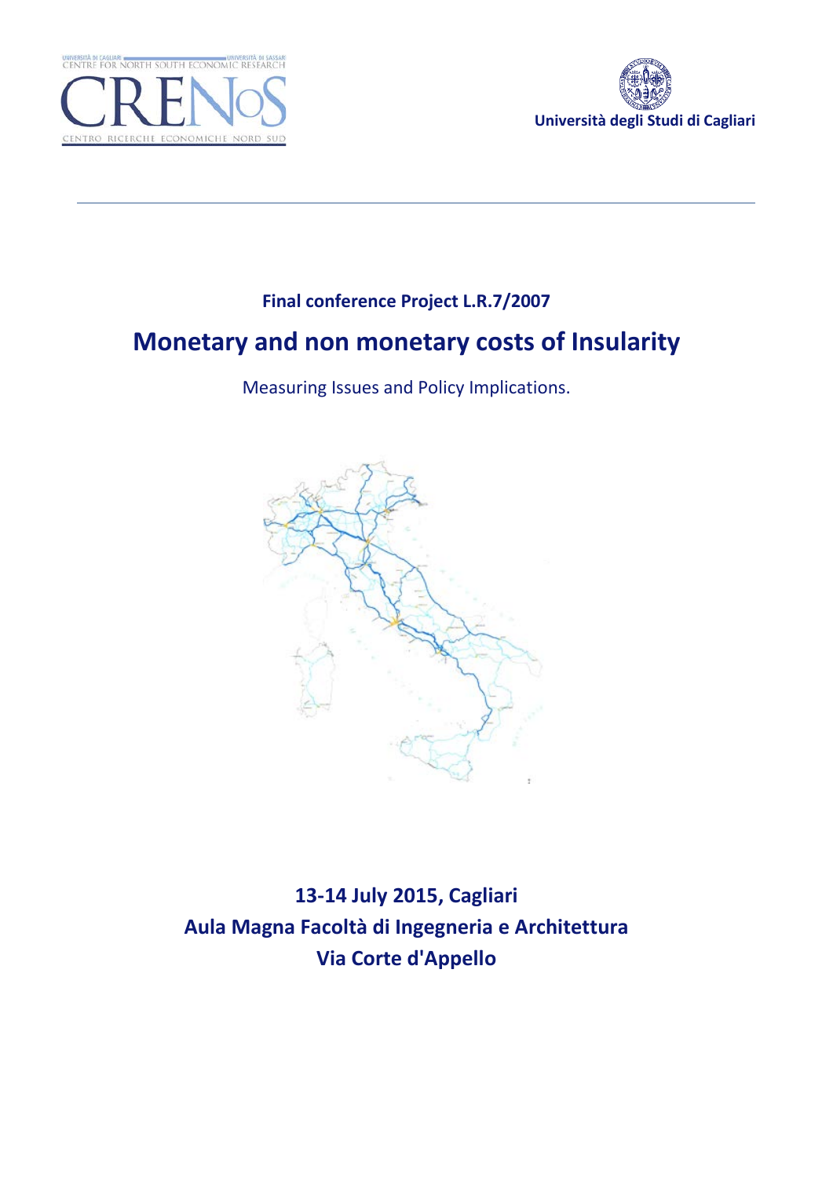UNIVERSITÀ DI CAGLIARI — UNIVERSITÀ DI SASSARI
CENTRE FOR NORTH SOUTH ECONOMIC RESEARCH
CRENoS
CENTRO RICERCHE ECONOMICHE NORD SUD

**Università degli Studi di Cagliari**

---

**Final conference Project L.R.7/2007**

# Monetary and non monetary costs of Insularity

Measuring Issues and Policy Implications.

**13-14 July 2015, Cagliari**
**Aula Magna Facoltà di Ingegneria e Architettura**
**Via Corte d'Appello**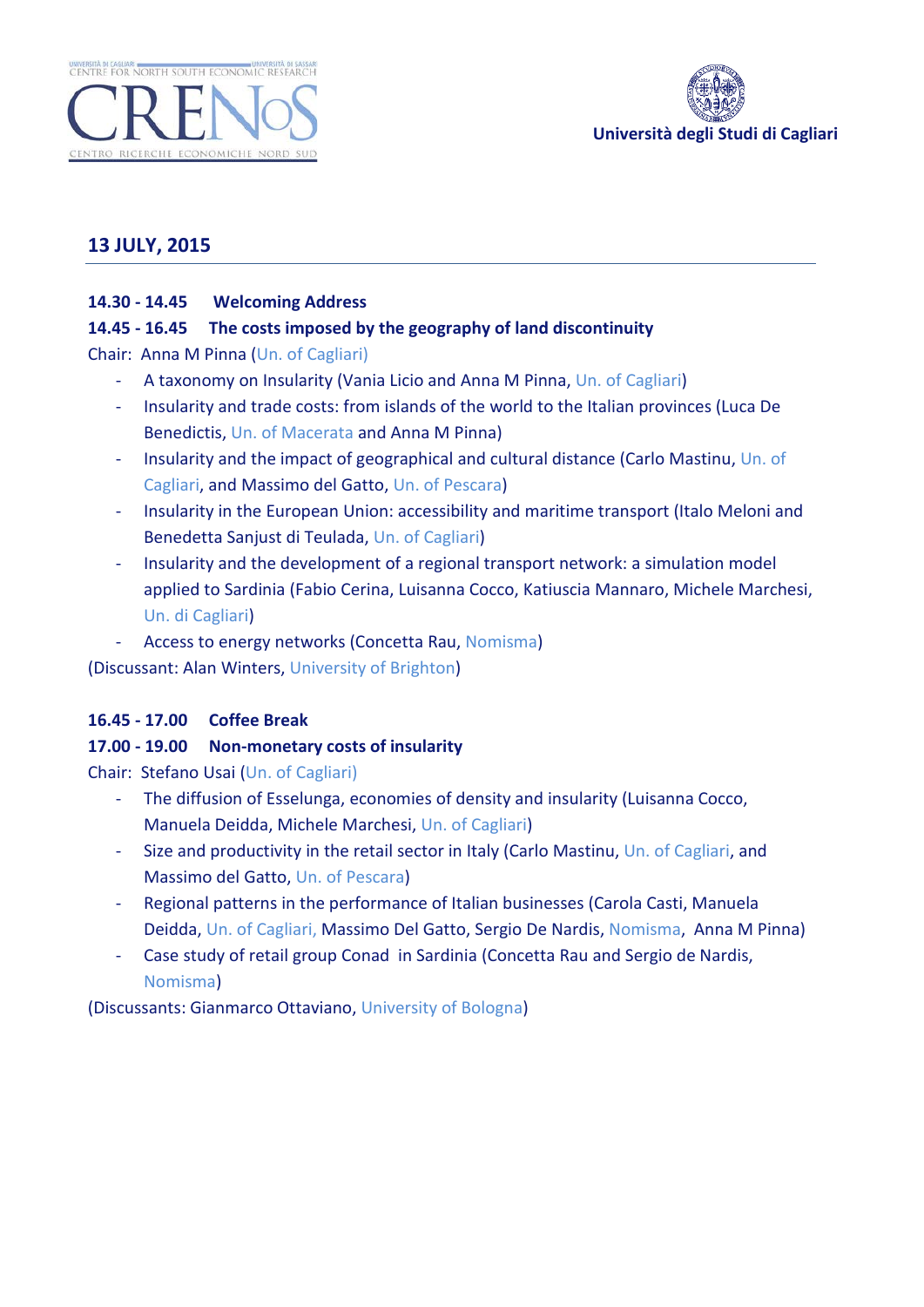CENTRE FOR NORTH SOUTH ECONOMIC RESEARCH

CRENoS

CENTRO RICERCHE ECONOMICHE NORD SUD

Università degli Studi di Cagliari

## 13 JULY, 2015

**14.30 - 14.45 Welcoming Address**

**14.45 - 16.45 The costs imposed by the geography of land discontinuity**

Chair: Anna M Pinna (Un. of Cagliari)

- A taxonomy on Insularity (Vania Licio and Anna M Pinna, Un. of Cagliari)
- Insularity and trade costs: from islands of the world to the Italian provinces (Luca De Benedictis, Un. of Macerata and Anna M Pinna)
- Insularity and the impact of geographical and cultural distance (Carlo Mastinu, Un. of Cagliari, and Massimo del Gatto, Un. of Pescara)
- Insularity in the European Union: accessibility and maritime transport (Italo Meloni and Benedetta Sanjust di Teulada, Un. of Cagliari)
- Insularity and the development of a regional transport network: a simulation model applied to Sardinia (Fabio Cerina, Luisanna Cocco, Katiuscia Mannaro, Michele Marchesi, Un. di Cagliari)
- Access to energy networks (Concetta Rau, Nomisma)

(Discussant: Alan Winters, University of Brighton)

**16.45 - 17.00 Coffee Break**

**17.00 - 19.00 Non-monetary costs of insularity**

Chair: Stefano Usai (Un. of Cagliari)

- The diffusion of Esselunga, economies of density and insularity (Luisanna Cocco, Manuela Deidda, Michele Marchesi, Un. of Cagliari)
- Size and productivity in the retail sector in Italy (Carlo Mastinu, Un. of Cagliari, and Massimo del Gatto, Un. of Pescara)
- Regional patterns in the performance of Italian businesses (Carola Casti, Manuela Deidda, Un. of Cagliari, Massimo Del Gatto, Sergio De Nardis, Nomisma, Anna M Pinna)
- Case study of retail group Conad in Sardinia (Concetta Rau and Sergio de Nardis, Nomisma)

(Discussants: Gianmarco Ottaviano, University of Bologna)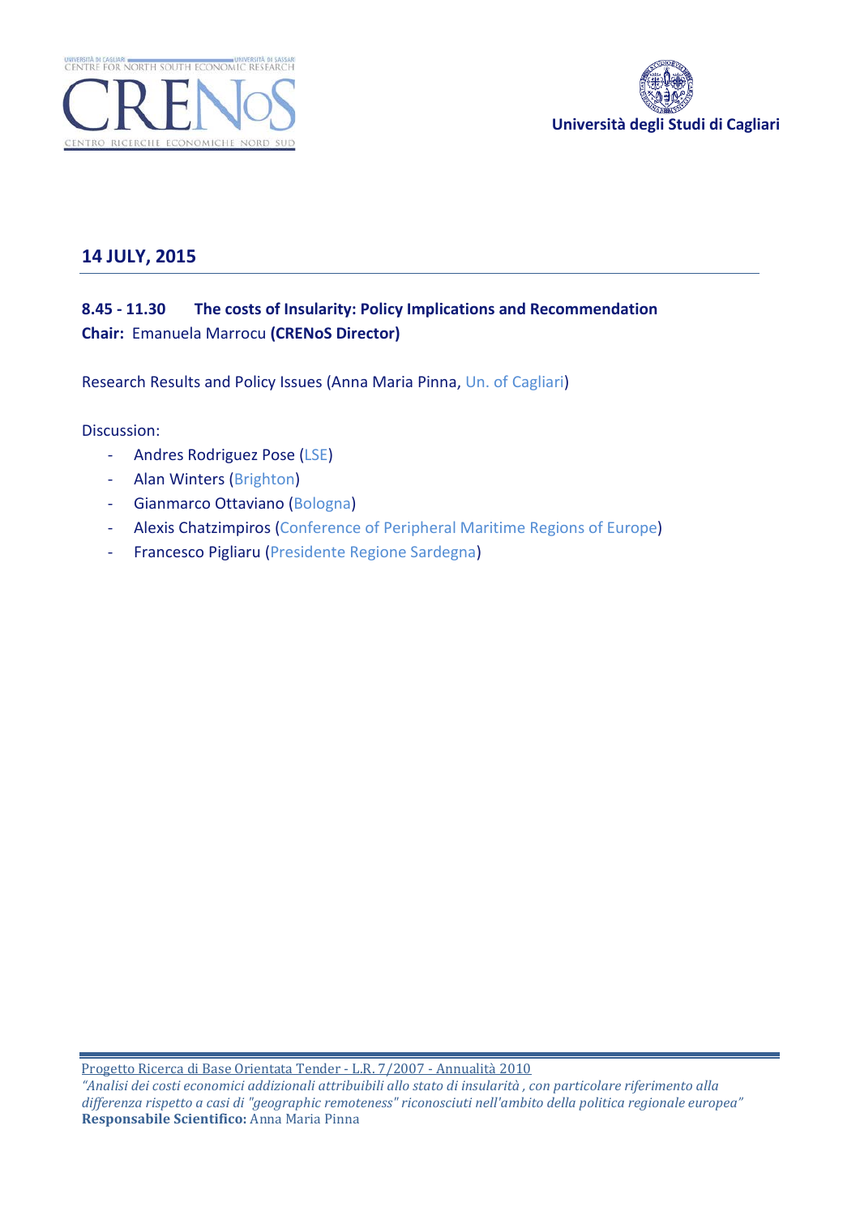## 14 JULY, 2015

**8.45 - 11.30 The costs of Insularity: Policy Implications and Recommendation**
**Chair:** Emanuela Marrocu **(CRENoS Director)**

Research Results and Policy Issues (Anna Maria Pinna, Un. of Cagliari)

Discussion:

- Andres Rodriguez Pose (LSE)
- Alan Winters (Brighton)
- Gianmarco Ottaviano (Bologna)
- Alexis Chatzimpiros (Conference of Peripheral Maritime Regions of Europe)
- Francesco Pigliaru (Presidente Regione Sardegna)

Progetto Ricerca di Base Orientata Tender - L.R. 7/2007 - Annualità 2010
*"Analisi dei costi economici addizionali attribuibili allo stato di insularità , con particolare riferimento alla differenza rispetto a casi di "geographic remoteness" riconosciuti nell'ambito della politica regionale europea"*
**Responsabile Scientifico:** Anna Maria Pinna